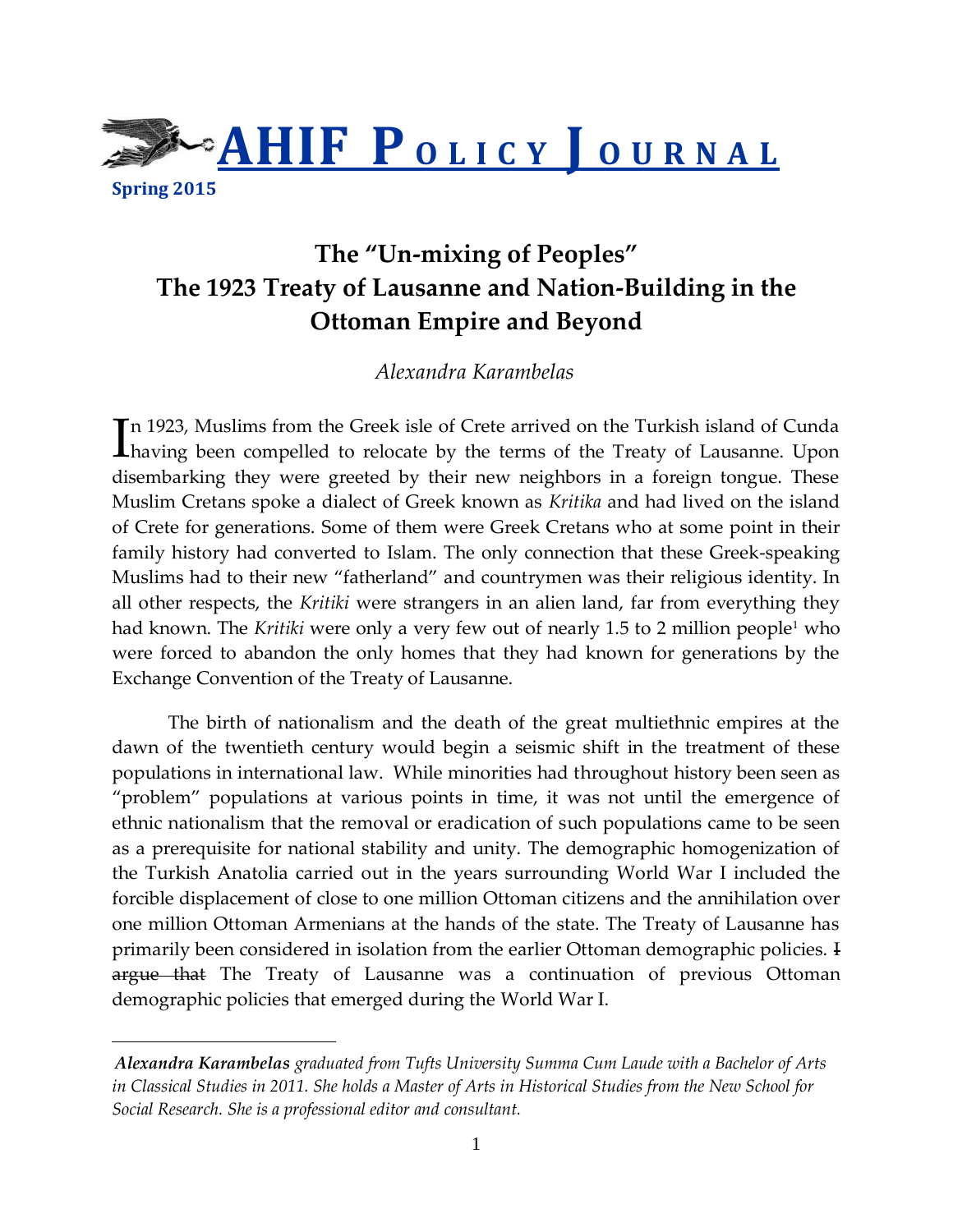# AHIF POLICY JOURNAL

**Spring 2015**

## The "Un-mixing of Peoples"
## The 1923 Treaty of Lausanne and Nation-Building in the Ottoman Empire and Beyond

*Alexandra Karambelas*

In 1923, Muslims from the Greek isle of Crete arrived on the Turkish island of Cunda having been compelled to relocate by the terms of the Treaty of Lausanne. Upon disembarking they were greeted by their new neighbors in a foreign tongue. These Muslim Cretans spoke a dialect of Greek known as *Kritika* and had lived on the island of Crete for generations. Some of them were Greek Cretans who at some point in their family history had converted to Islam. The only connection that these Greek-speaking Muslims had to their new "fatherland" and countrymen was their religious identity. In all other respects, the *Kritiki* were strangers in an alien land, far from everything they had known. The *Kritiki* were only a very few out of nearly 1.5 to 2 million people[1] who were forced to abandon the only homes that they had known for generations by the Exchange Convention of the Treaty of Lausanne.

The birth of nationalism and the death of the great multiethnic empires at the dawn of the twentieth century would begin a seismic shift in the treatment of these populations in international law. While minorities had throughout history been seen as "problem" populations at various points in time, it was not until the emergence of ethnic nationalism that the removal or eradication of such populations came to be seen as a prerequisite for national stability and unity. The demographic homogenization of the Turkish Anatolia carried out in the years surrounding World War I included the forcible displacement of close to one million Ottoman citizens and the annihilation over one million Ottoman Armenians at the hands of the state. The Treaty of Lausanne has primarily been considered in isolation from the earlier Ottoman demographic policies. ~~I argue that~~ The Treaty of Lausanne was a continuation of previous Ottoman demographic policies that emerged during the World War I.

---

***Alexandra Karambelas*** *graduated from Tufts University Summa Cum Laude with a Bachelor of Arts in Classical Studies in 2011. She holds a Master of Arts in Historical Studies from the New School for Social Research. She is a professional editor and consultant.*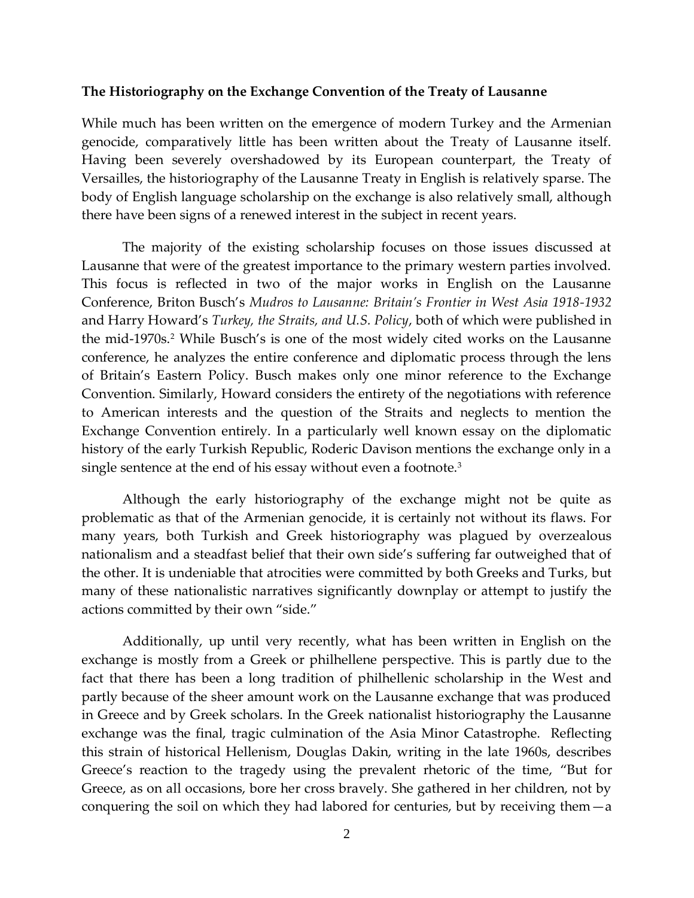**The Historiography on the Exchange Convention of the Treaty of Lausanne**

While much has been written on the emergence of modern Turkey and the Armenian genocide, comparatively little has been written about the Treaty of Lausanne itself. Having been severely overshadowed by its European counterpart, the Treaty of Versailles, the historiography of the Lausanne Treaty in English is relatively sparse. The body of English language scholarship on the exchange is also relatively small, although there have been signs of a renewed interest in the subject in recent years.

The majority of the existing scholarship focuses on those issues discussed at Lausanne that were of the greatest importance to the primary western parties involved. This focus is reflected in two of the major works in English on the Lausanne Conference, Briton Busch's *Mudros to Lausanne: Britain's Frontier in West Asia 1918-1932* and Harry Howard's *Turkey, the Straits, and U.S. Policy*, both of which were published in the mid-1970s.[2] While Busch's is one of the most widely cited works on the Lausanne conference, he analyzes the entire conference and diplomatic process through the lens of Britain's Eastern Policy. Busch makes only one minor reference to the Exchange Convention. Similarly, Howard considers the entirety of the negotiations with reference to American interests and the question of the Straits and neglects to mention the Exchange Convention entirely. In a particularly well known essay on the diplomatic history of the early Turkish Republic, Roderic Davison mentions the exchange only in a single sentence at the end of his essay without even a footnote.[3]

Although the early historiography of the exchange might not be quite as problematic as that of the Armenian genocide, it is certainly not without its flaws. For many years, both Turkish and Greek historiography was plagued by overzealous nationalism and a steadfast belief that their own side's suffering far outweighed that of the other. It is undeniable that atrocities were committed by both Greeks and Turks, but many of these nationalistic narratives significantly downplay or attempt to justify the actions committed by their own "side."

Additionally, up until very recently, what has been written in English on the exchange is mostly from a Greek or philhellene perspective. This is partly due to the fact that there has been a long tradition of philhellenic scholarship in the West and partly because of the sheer amount work on the Lausanne exchange that was produced in Greece and by Greek scholars. In the Greek nationalist historiography the Lausanne exchange was the final, tragic culmination of the Asia Minor Catastrophe. Reflecting this strain of historical Hellenism, Douglas Dakin, writing in the late 1960s, describes Greece's reaction to the tragedy using the prevalent rhetoric of the time, "But for Greece, as on all occasions, bore her cross bravely. She gathered in her children, not by conquering the soil on which they had labored for centuries, but by receiving them—a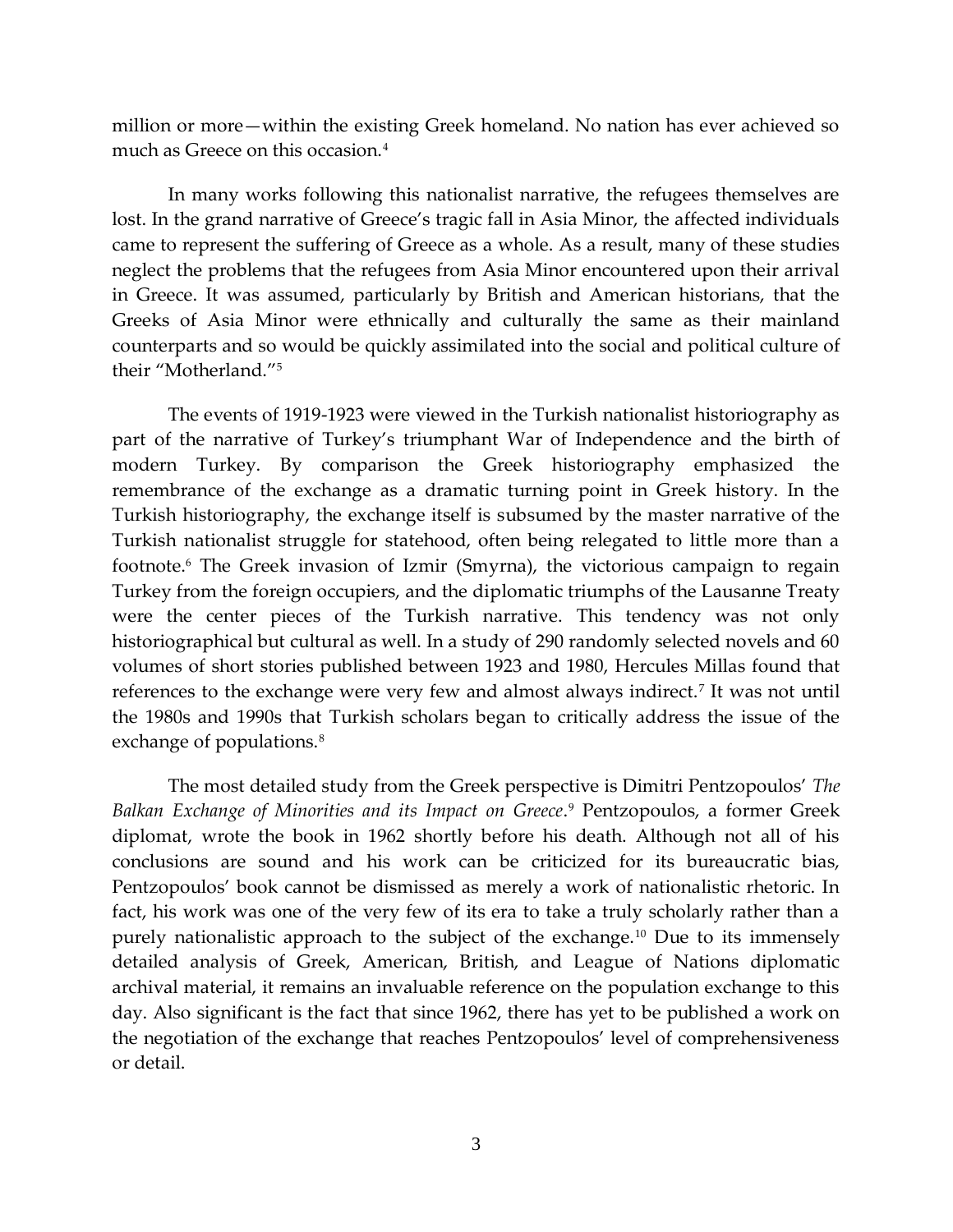million or more—within the existing Greek homeland. No nation has ever achieved so much as Greece on this occasion.[4]

In many works following this nationalist narrative, the refugees themselves are lost. In the grand narrative of Greece's tragic fall in Asia Minor, the affected individuals came to represent the suffering of Greece as a whole. As a result, many of these studies neglect the problems that the refugees from Asia Minor encountered upon their arrival in Greece. It was assumed, particularly by British and American historians, that the Greeks of Asia Minor were ethnically and culturally the same as their mainland counterparts and so would be quickly assimilated into the social and political culture of their "Motherland."[5]

The events of 1919-1923 were viewed in the Turkish nationalist historiography as part of the narrative of Turkey's triumphant War of Independence and the birth of modern Turkey. By comparison the Greek historiography emphasized the remembrance of the exchange as a dramatic turning point in Greek history. In the Turkish historiography, the exchange itself is subsumed by the master narrative of the Turkish nationalist struggle for statehood, often being relegated to little more than a footnote.[6] The Greek invasion of Izmir (Smyrna), the victorious campaign to regain Turkey from the foreign occupiers, and the diplomatic triumphs of the Lausanne Treaty were the center pieces of the Turkish narrative. This tendency was not only historiographical but cultural as well. In a study of 290 randomly selected novels and 60 volumes of short stories published between 1923 and 1980, Hercules Millas found that references to the exchange were very few and almost always indirect.[7] It was not until the 1980s and 1990s that Turkish scholars began to critically address the issue of the exchange of populations.[8]

The most detailed study from the Greek perspective is Dimitri Pentzopoulos' *The Balkan Exchange of Minorities and its Impact on Greece*.[9] Pentzopoulos, a former Greek diplomat, wrote the book in 1962 shortly before his death. Although not all of his conclusions are sound and his work can be criticized for its bureaucratic bias, Pentzopoulos' book cannot be dismissed as merely a work of nationalistic rhetoric. In fact, his work was one of the very few of its era to take a truly scholarly rather than a purely nationalistic approach to the subject of the exchange.[10] Due to its immensely detailed analysis of Greek, American, British, and League of Nations diplomatic archival material, it remains an invaluable reference on the population exchange to this day. Also significant is the fact that since 1962, there has yet to be published a work on the negotiation of the exchange that reaches Pentzopoulos' level of comprehensiveness or detail.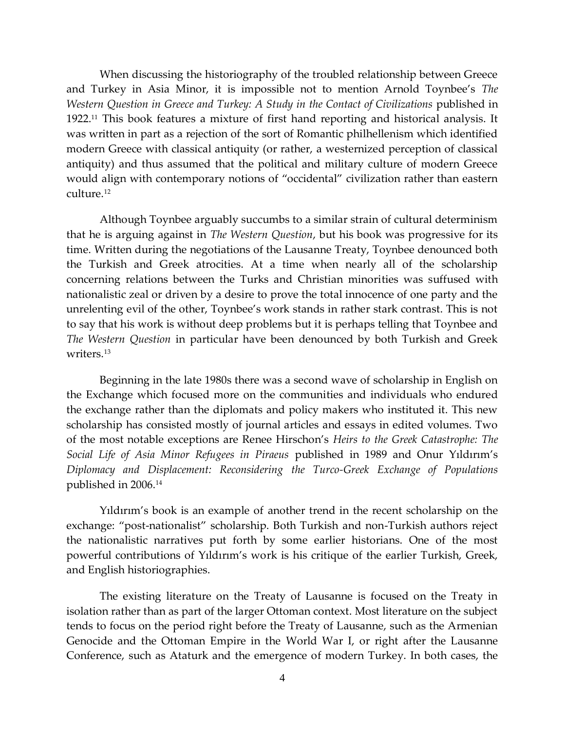When discussing the historiography of the troubled relationship between Greece and Turkey in Asia Minor, it is impossible not to mention Arnold Toynbee's *The Western Question in Greece and Turkey: A Study in the Contact of Civilizations* published in 1922.[11] This book features a mixture of first hand reporting and historical analysis. It was written in part as a rejection of the sort of Romantic philhellenism which identified modern Greece with classical antiquity (or rather, a westernized perception of classical antiquity) and thus assumed that the political and military culture of modern Greece would align with contemporary notions of "occidental" civilization rather than eastern culture.[12]

Although Toynbee arguably succumbs to a similar strain of cultural determinism that he is arguing against in *The Western Question*, but his book was progressive for its time. Written during the negotiations of the Lausanne Treaty, Toynbee denounced both the Turkish and Greek atrocities. At a time when nearly all of the scholarship concerning relations between the Turks and Christian minorities was suffused with nationalistic zeal or driven by a desire to prove the total innocence of one party and the unrelenting evil of the other, Toynbee's work stands in rather stark contrast. This is not to say that his work is without deep problems but it is perhaps telling that Toynbee and *The Western Question* in particular have been denounced by both Turkish and Greek writers.[13]

Beginning in the late 1980s there was a second wave of scholarship in English on the Exchange which focused more on the communities and individuals who endured the exchange rather than the diplomats and policy makers who instituted it. This new scholarship has consisted mostly of journal articles and essays in edited volumes. Two of the most notable exceptions are Renee Hirschon's *Heirs to the Greek Catastrophe: The Social Life of Asia Minor Refugees in Piraeus* published in 1989 and Onur Yıldırım's *Diplomacy and Displacement: Reconsidering the Turco-Greek Exchange of Populations* published in 2006.[14]

Yıldırım's book is an example of another trend in the recent scholarship on the exchange: "post-nationalist" scholarship. Both Turkish and non-Turkish authors reject the nationalistic narratives put forth by some earlier historians. One of the most powerful contributions of Yıldırım's work is his critique of the earlier Turkish, Greek, and English historiographies.

The existing literature on the Treaty of Lausanne is focused on the Treaty in isolation rather than as part of the larger Ottoman context. Most literature on the subject tends to focus on the period right before the Treaty of Lausanne, such as the Armenian Genocide and the Ottoman Empire in the World War I, or right after the Lausanne Conference, such as Ataturk and the emergence of modern Turkey. In both cases, the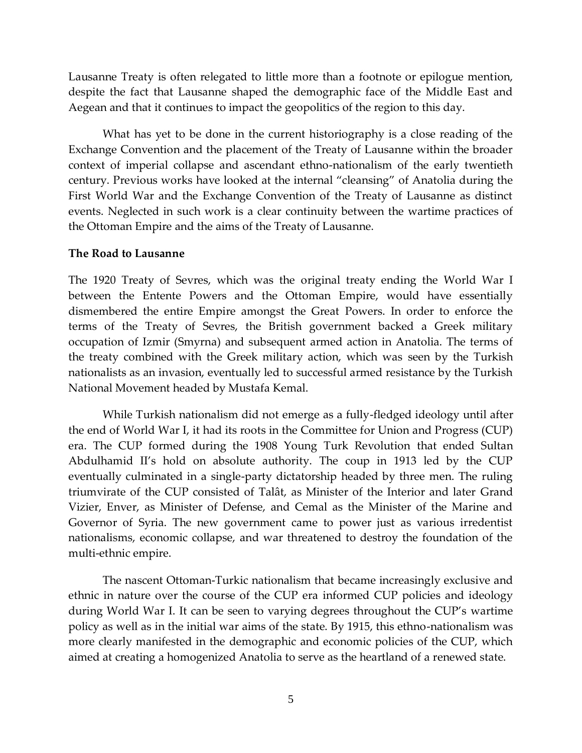Lausanne Treaty is often relegated to little more than a footnote or epilogue mention, despite the fact that Lausanne shaped the demographic face of the Middle East and Aegean and that it continues to impact the geopolitics of the region to this day.

What has yet to be done in the current historiography is a close reading of the Exchange Convention and the placement of the Treaty of Lausanne within the broader context of imperial collapse and ascendant ethno-nationalism of the early twentieth century. Previous works have looked at the internal "cleansing" of Anatolia during the First World War and the Exchange Convention of the Treaty of Lausanne as distinct events. Neglected in such work is a clear continuity between the wartime practices of the Ottoman Empire and the aims of the Treaty of Lausanne.

**The Road to Lausanne**

The 1920 Treaty of Sevres, which was the original treaty ending the World War I between the Entente Powers and the Ottoman Empire, would have essentially dismembered the entire Empire amongst the Great Powers. In order to enforce the terms of the Treaty of Sevres, the British government backed a Greek military occupation of Izmir (Smyrna) and subsequent armed action in Anatolia. The terms of the treaty combined with the Greek military action, which was seen by the Turkish nationalists as an invasion, eventually led to successful armed resistance by the Turkish National Movement headed by Mustafa Kemal.

While Turkish nationalism did not emerge as a fully-fledged ideology until after the end of World War I, it had its roots in the Committee for Union and Progress (CUP) era. The CUP formed during the 1908 Young Turk Revolution that ended Sultan Abdulhamid II's hold on absolute authority. The coup in 1913 led by the CUP eventually culminated in a single-party dictatorship headed by three men. The ruling triumvirate of the CUP consisted of Talât, as Minister of the Interior and later Grand Vizier, Enver, as Minister of Defense, and Cemal as the Minister of the Marine and Governor of Syria. The new government came to power just as various irredentist nationalisms, economic collapse, and war threatened to destroy the foundation of the multi-ethnic empire.

The nascent Ottoman-Turkic nationalism that became increasingly exclusive and ethnic in nature over the course of the CUP era informed CUP policies and ideology during World War I. It can be seen to varying degrees throughout the CUP's wartime policy as well as in the initial war aims of the state. By 1915, this ethno-nationalism was more clearly manifested in the demographic and economic policies of the CUP, which aimed at creating a homogenized Anatolia to serve as the heartland of a renewed state.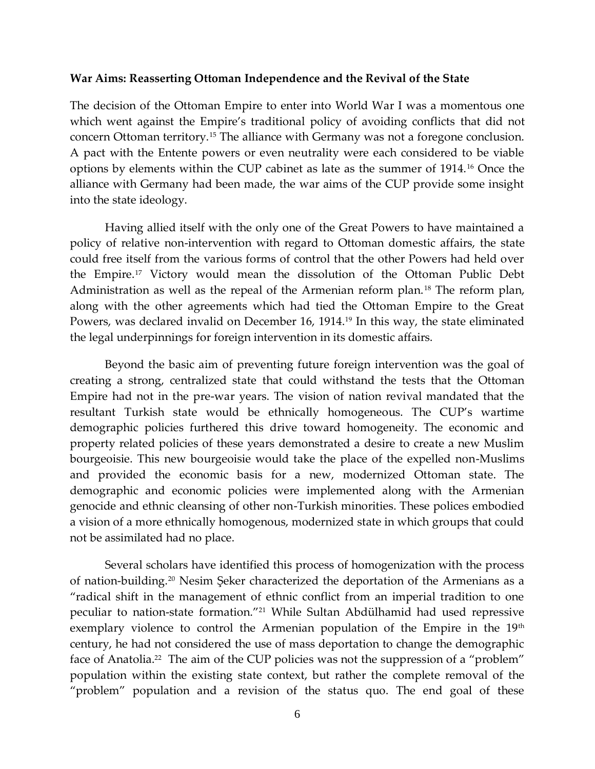**War Aims: Reasserting Ottoman Independence and the Revival of the State**

The decision of the Ottoman Empire to enter into World War I was a momentous one which went against the Empire's traditional policy of avoiding conflicts that did not concern Ottoman territory.[15] The alliance with Germany was not a foregone conclusion. A pact with the Entente powers or even neutrality were each considered to be viable options by elements within the CUP cabinet as late as the summer of 1914.[16] Once the alliance with Germany had been made, the war aims of the CUP provide some insight into the state ideology.

Having allied itself with the only one of the Great Powers to have maintained a policy of relative non-intervention with regard to Ottoman domestic affairs, the state could free itself from the various forms of control that the other Powers had held over the Empire.[17] Victory would mean the dissolution of the Ottoman Public Debt Administration as well as the repeal of the Armenian reform plan.[18] The reform plan, along with the other agreements which had tied the Ottoman Empire to the Great Powers, was declared invalid on December 16, 1914.[19] In this way, the state eliminated the legal underpinnings for foreign intervention in its domestic affairs.

Beyond the basic aim of preventing future foreign intervention was the goal of creating a strong, centralized state that could withstand the tests that the Ottoman Empire had not in the pre-war years. The vision of nation revival mandated that the resultant Turkish state would be ethnically homogeneous. The CUP's wartime demographic policies furthered this drive toward homogeneity. The economic and property related policies of these years demonstrated a desire to create a new Muslim bourgeoisie. This new bourgeoisie would take the place of the expelled non-Muslims and provided the economic basis for a new, modernized Ottoman state. The demographic and economic policies were implemented along with the Armenian genocide and ethnic cleansing of other non-Turkish minorities. These polices embodied a vision of a more ethnically homogenous, modernized state in which groups that could not be assimilated had no place.

Several scholars have identified this process of homogenization with the process of nation-building.[20] Nesim Şeker characterized the deportation of the Armenians as a "radical shift in the management of ethnic conflict from an imperial tradition to one peculiar to nation-state formation."[21] While Sultan Abdülhamid had used repressive exemplary violence to control the Armenian population of the Empire in the 19th century, he had not considered the use of mass deportation to change the demographic face of Anatolia.[22] The aim of the CUP policies was not the suppression of a "problem" population within the existing state context, but rather the complete removal of the "problem" population and a revision of the status quo. The end goal of these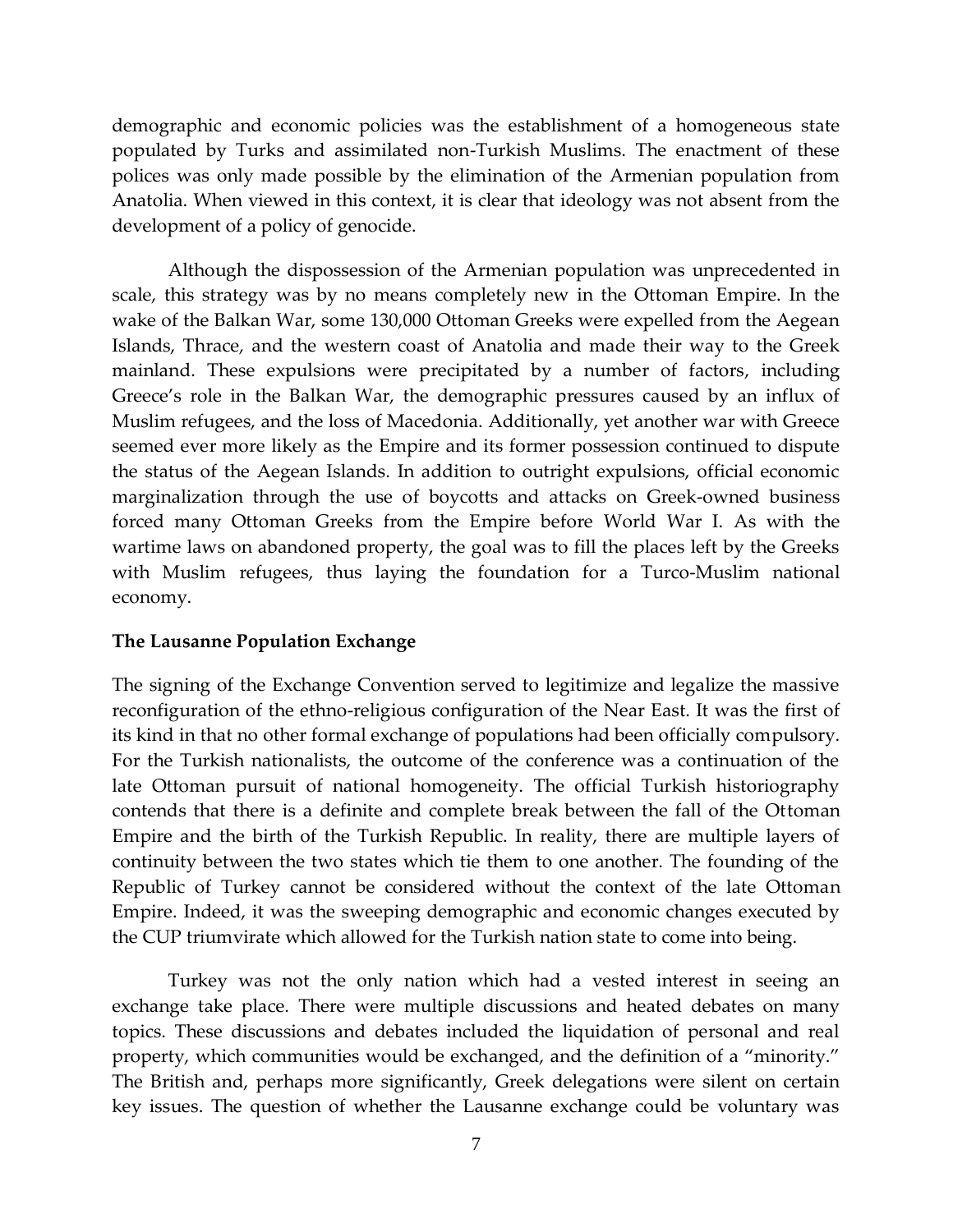demographic and economic policies was the establishment of a homogeneous state populated by Turks and assimilated non-Turkish Muslims. The enactment of these polices was only made possible by the elimination of the Armenian population from Anatolia. When viewed in this context, it is clear that ideology was not absent from the development of a policy of genocide.

Although the dispossession of the Armenian population was unprecedented in scale, this strategy was by no means completely new in the Ottoman Empire. In the wake of the Balkan War, some 130,000 Ottoman Greeks were expelled from the Aegean Islands, Thrace, and the western coast of Anatolia and made their way to the Greek mainland. These expulsions were precipitated by a number of factors, including Greece's role in the Balkan War, the demographic pressures caused by an influx of Muslim refugees, and the loss of Macedonia. Additionally, yet another war with Greece seemed ever more likely as the Empire and its former possession continued to dispute the status of the Aegean Islands. In addition to outright expulsions, official economic marginalization through the use of boycotts and attacks on Greek-owned business forced many Ottoman Greeks from the Empire before World War I. As with the wartime laws on abandoned property, the goal was to fill the places left by the Greeks with Muslim refugees, thus laying the foundation for a Turco-Muslim national economy.

**The Lausanne Population Exchange**

The signing of the Exchange Convention served to legitimize and legalize the massive reconfiguration of the ethno-religious configuration of the Near East. It was the first of its kind in that no other formal exchange of populations had been officially compulsory. For the Turkish nationalists, the outcome of the conference was a continuation of the late Ottoman pursuit of national homogeneity. The official Turkish historiography contends that there is a definite and complete break between the fall of the Ottoman Empire and the birth of the Turkish Republic. In reality, there are multiple layers of continuity between the two states which tie them to one another. The founding of the Republic of Turkey cannot be considered without the context of the late Ottoman Empire. Indeed, it was the sweeping demographic and economic changes executed by the CUP triumvirate which allowed for the Turkish nation state to come into being.

Turkey was not the only nation which had a vested interest in seeing an exchange take place. There were multiple discussions and heated debates on many topics. These discussions and debates included the liquidation of personal and real property, which communities would be exchanged, and the definition of a "minority." The British and, perhaps more significantly, Greek delegations were silent on certain key issues. The question of whether the Lausanne exchange could be voluntary was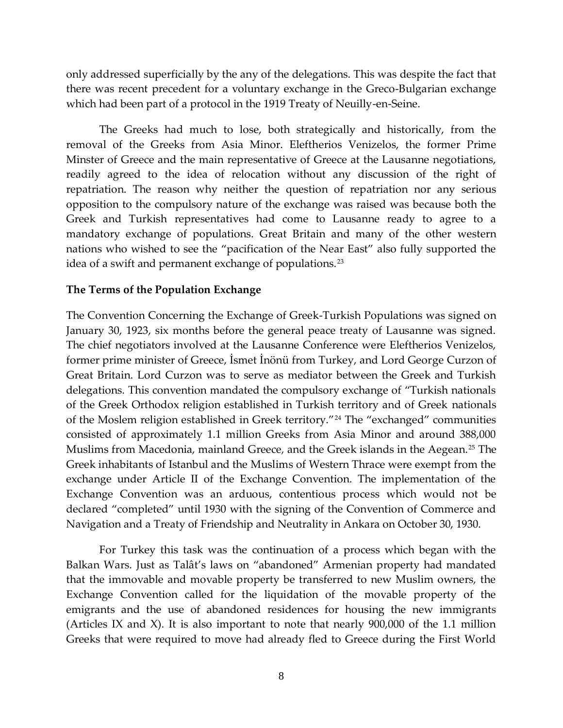only addressed superficially by the any of the delegations. This was despite the fact that there was recent precedent for a voluntary exchange in the Greco-Bulgarian exchange which had been part of a protocol in the 1919 Treaty of Neuilly-en-Seine.

The Greeks had much to lose, both strategically and historically, from the removal of the Greeks from Asia Minor. Eleftherios Venizelos, the former Prime Minster of Greece and the main representative of Greece at the Lausanne negotiations, readily agreed to the idea of relocation without any discussion of the right of repatriation. The reason why neither the question of repatriation nor any serious opposition to the compulsory nature of the exchange was raised was because both the Greek and Turkish representatives had come to Lausanne ready to agree to a mandatory exchange of populations. Great Britain and many of the other western nations who wished to see the "pacification of the Near East" also fully supported the idea of a swift and permanent exchange of populations.[23]

**The Terms of the Population Exchange**

The Convention Concerning the Exchange of Greek-Turkish Populations was signed on January 30, 1923, six months before the general peace treaty of Lausanne was signed. The chief negotiators involved at the Lausanne Conference were Eleftherios Venizelos, former prime minister of Greece, İsmet İnönü from Turkey, and Lord George Curzon of Great Britain. Lord Curzon was to serve as mediator between the Greek and Turkish delegations. This convention mandated the compulsory exchange of "Turkish nationals of the Greek Orthodox religion established in Turkish territory and of Greek nationals of the Moslem religion established in Greek territory."[24] The "exchanged" communities consisted of approximately 1.1 million Greeks from Asia Minor and around 388,000 Muslims from Macedonia, mainland Greece, and the Greek islands in the Aegean.[25] The Greek inhabitants of Istanbul and the Muslims of Western Thrace were exempt from the exchange under Article II of the Exchange Convention. The implementation of the Exchange Convention was an arduous, contentious process which would not be declared "completed" until 1930 with the signing of the Convention of Commerce and Navigation and a Treaty of Friendship and Neutrality in Ankara on October 30, 1930.

For Turkey this task was the continuation of a process which began with the Balkan Wars. Just as Talât's laws on "abandoned" Armenian property had mandated that the immovable and movable property be transferred to new Muslim owners, the Exchange Convention called for the liquidation of the movable property of the emigrants and the use of abandoned residences for housing the new immigrants (Articles IX and X). It is also important to note that nearly 900,000 of the 1.1 million Greeks that were required to move had already fled to Greece during the First World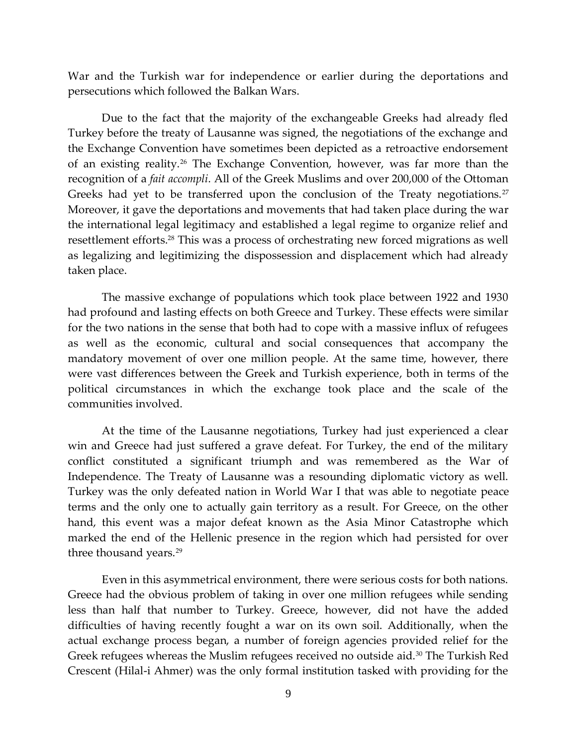War and the Turkish war for independence or earlier during the deportations and persecutions which followed the Balkan Wars.

Due to the fact that the majority of the exchangeable Greeks had already fled Turkey before the treaty of Lausanne was signed, the negotiations of the exchange and the Exchange Convention have sometimes been depicted as a retroactive endorsement of an existing reality.[26] The Exchange Convention, however, was far more than the recognition of a *fait accompli*. All of the Greek Muslims and over 200,000 of the Ottoman Greeks had yet to be transferred upon the conclusion of the Treaty negotiations.[27] Moreover, it gave the deportations and movements that had taken place during the war the international legal legitimacy and established a legal regime to organize relief and resettlement efforts.[28] This was a process of orchestrating new forced migrations as well as legalizing and legitimizing the dispossession and displacement which had already taken place.

The massive exchange of populations which took place between 1922 and 1930 had profound and lasting effects on both Greece and Turkey. These effects were similar for the two nations in the sense that both had to cope with a massive influx of refugees as well as the economic, cultural and social consequences that accompany the mandatory movement of over one million people. At the same time, however, there were vast differences between the Greek and Turkish experience, both in terms of the political circumstances in which the exchange took place and the scale of the communities involved.

At the time of the Lausanne negotiations, Turkey had just experienced a clear win and Greece had just suffered a grave defeat. For Turkey, the end of the military conflict constituted a significant triumph and was remembered as the War of Independence. The Treaty of Lausanne was a resounding diplomatic victory as well. Turkey was the only defeated nation in World War I that was able to negotiate peace terms and the only one to actually gain territory as a result. For Greece, on the other hand, this event was a major defeat known as the Asia Minor Catastrophe which marked the end of the Hellenic presence in the region which had persisted for over three thousand years.[29]

Even in this asymmetrical environment, there were serious costs for both nations. Greece had the obvious problem of taking in over one million refugees while sending less than half that number to Turkey. Greece, however, did not have the added difficulties of having recently fought a war on its own soil. Additionally, when the actual exchange process began, a number of foreign agencies provided relief for the Greek refugees whereas the Muslim refugees received no outside aid.[30] The Turkish Red Crescent (Hilal-i Ahmer) was the only formal institution tasked with providing for the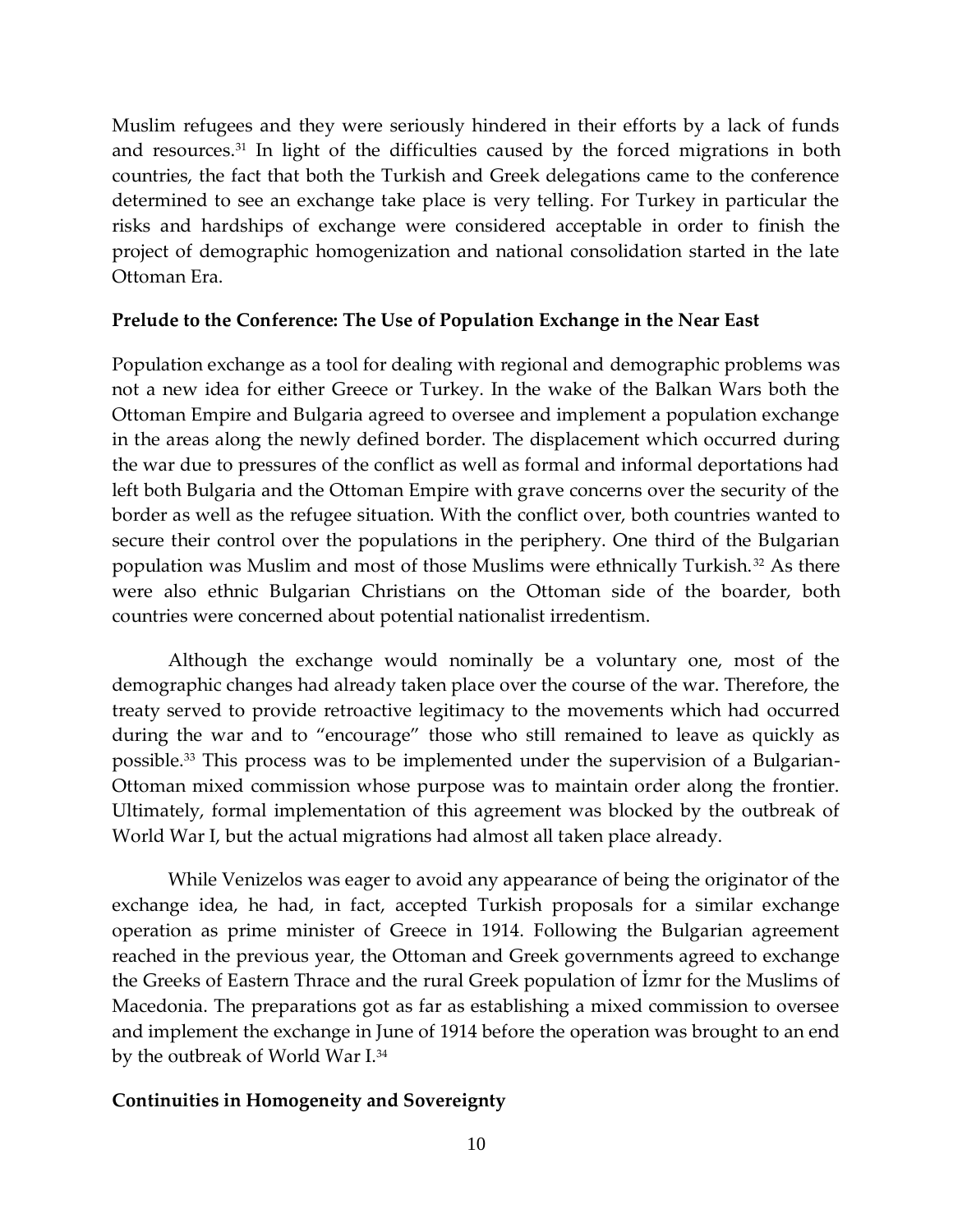Muslim refugees and they were seriously hindered in their efforts by a lack of funds and resources.[31] In light of the difficulties caused by the forced migrations in both countries, the fact that both the Turkish and Greek delegations came to the conference determined to see an exchange take place is very telling. For Turkey in particular the risks and hardships of exchange were considered acceptable in order to finish the project of demographic homogenization and national consolidation started in the late Ottoman Era.

**Prelude to the Conference: The Use of Population Exchange in the Near East**

Population exchange as a tool for dealing with regional and demographic problems was not a new idea for either Greece or Turkey. In the wake of the Balkan Wars both the Ottoman Empire and Bulgaria agreed to oversee and implement a population exchange in the areas along the newly defined border. The displacement which occurred during the war due to pressures of the conflict as well as formal and informal deportations had left both Bulgaria and the Ottoman Empire with grave concerns over the security of the border as well as the refugee situation. With the conflict over, both countries wanted to secure their control over the populations in the periphery. One third of the Bulgarian population was Muslim and most of those Muslims were ethnically Turkish.[32] As there were also ethnic Bulgarian Christians on the Ottoman side of the boarder, both countries were concerned about potential nationalist irredentism.

Although the exchange would nominally be a voluntary one, most of the demographic changes had already taken place over the course of the war. Therefore, the treaty served to provide retroactive legitimacy to the movements which had occurred during the war and to "encourage" those who still remained to leave as quickly as possible.[33] This process was to be implemented under the supervision of a Bulgarian-Ottoman mixed commission whose purpose was to maintain order along the frontier. Ultimately, formal implementation of this agreement was blocked by the outbreak of World War I, but the actual migrations had almost all taken place already.

While Venizelos was eager to avoid any appearance of being the originator of the exchange idea, he had, in fact, accepted Turkish proposals for a similar exchange operation as prime minister of Greece in 1914. Following the Bulgarian agreement reached in the previous year, the Ottoman and Greek governments agreed to exchange the Greeks of Eastern Thrace and the rural Greek population of İzmr for the Muslims of Macedonia. The preparations got as far as establishing a mixed commission to oversee and implement the exchange in June of 1914 before the operation was brought to an end by the outbreak of World War I.[34]

**Continuities in Homogeneity and Sovereignty**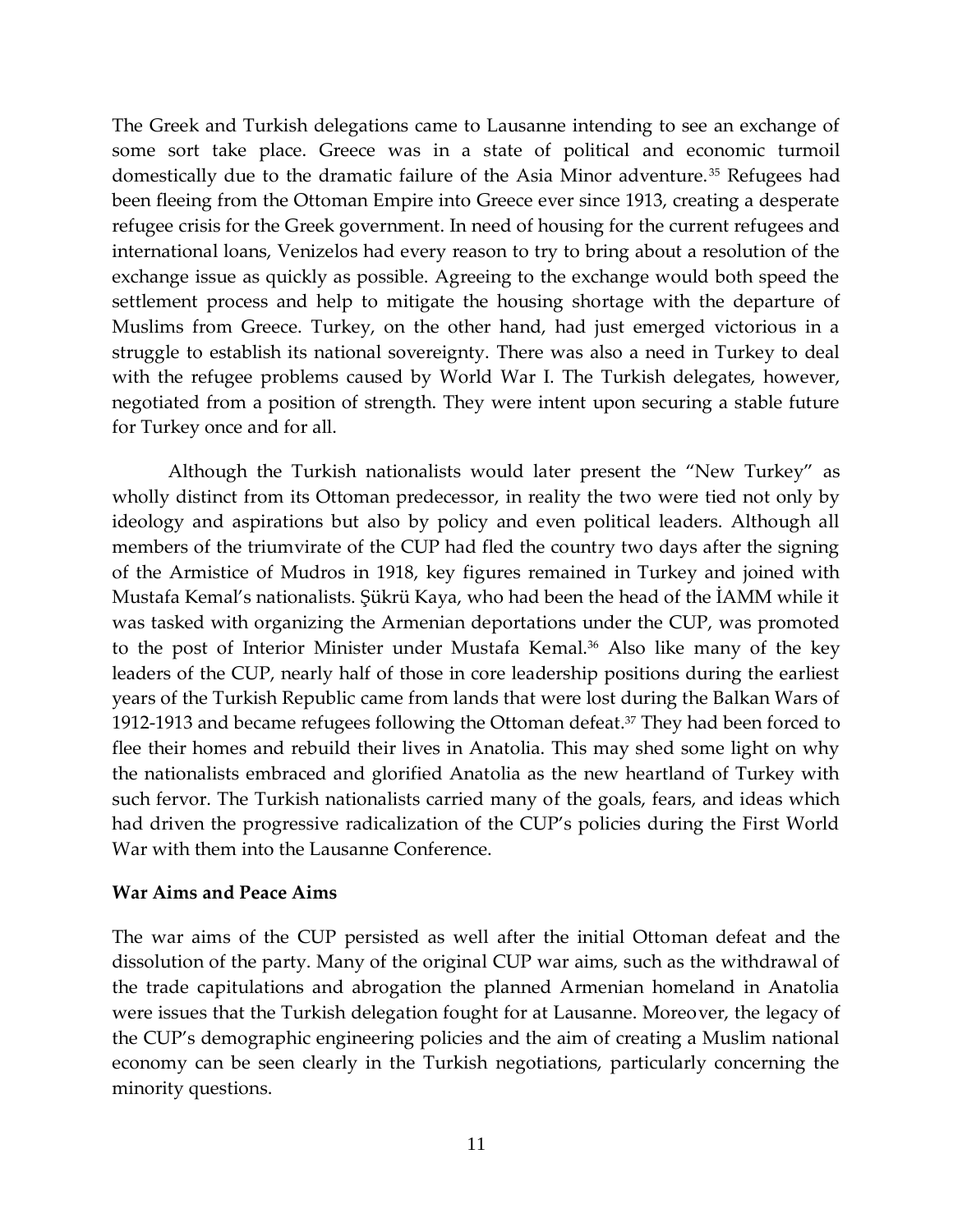The Greek and Turkish delegations came to Lausanne intending to see an exchange of some sort take place. Greece was in a state of political and economic turmoil domestically due to the dramatic failure of the Asia Minor adventure.[35] Refugees had been fleeing from the Ottoman Empire into Greece ever since 1913, creating a desperate refugee crisis for the Greek government. In need of housing for the current refugees and international loans, Venizelos had every reason to try to bring about a resolution of the exchange issue as quickly as possible. Agreeing to the exchange would both speed the settlement process and help to mitigate the housing shortage with the departure of Muslims from Greece. Turkey, on the other hand, had just emerged victorious in a struggle to establish its national sovereignty. There was also a need in Turkey to deal with the refugee problems caused by World War I. The Turkish delegates, however, negotiated from a position of strength. They were intent upon securing a stable future for Turkey once and for all.

Although the Turkish nationalists would later present the "New Turkey" as wholly distinct from its Ottoman predecessor, in reality the two were tied not only by ideology and aspirations but also by policy and even political leaders. Although all members of the triumvirate of the CUP had fled the country two days after the signing of the Armistice of Mudros in 1918, key figures remained in Turkey and joined with Mustafa Kemal's nationalists. Şükrü Kaya, who had been the head of the İAMM while it was tasked with organizing the Armenian deportations under the CUP, was promoted to the post of Interior Minister under Mustafa Kemal.[36] Also like many of the key leaders of the CUP, nearly half of those in core leadership positions during the earliest years of the Turkish Republic came from lands that were lost during the Balkan Wars of 1912-1913 and became refugees following the Ottoman defeat.[37] They had been forced to flee their homes and rebuild their lives in Anatolia. This may shed some light on why the nationalists embraced and glorified Anatolia as the new heartland of Turkey with such fervor. The Turkish nationalists carried many of the goals, fears, and ideas which had driven the progressive radicalization of the CUP's policies during the First World War with them into the Lausanne Conference.

**War Aims and Peace Aims**

The war aims of the CUP persisted as well after the initial Ottoman defeat and the dissolution of the party. Many of the original CUP war aims, such as the withdrawal of the trade capitulations and abrogation the planned Armenian homeland in Anatolia were issues that the Turkish delegation fought for at Lausanne. Moreover, the legacy of the CUP's demographic engineering policies and the aim of creating a Muslim national economy can be seen clearly in the Turkish negotiations, particularly concerning the minority questions.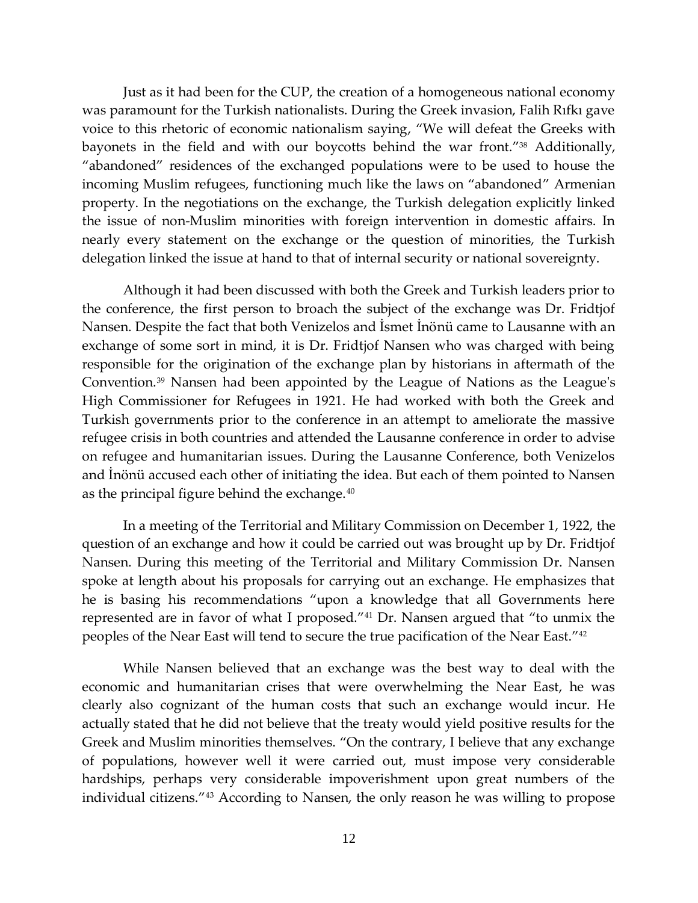Just as it had been for the CUP, the creation of a homogeneous national economy was paramount for the Turkish nationalists. During the Greek invasion, Falih Rıfkı gave voice to this rhetoric of economic nationalism saying, "We will defeat the Greeks with bayonets in the field and with our boycotts behind the war front."[38] Additionally, "abandoned" residences of the exchanged populations were to be used to house the incoming Muslim refugees, functioning much like the laws on "abandoned" Armenian property. In the negotiations on the exchange, the Turkish delegation explicitly linked the issue of non-Muslim minorities with foreign intervention in domestic affairs. In nearly every statement on the exchange or the question of minorities, the Turkish delegation linked the issue at hand to that of internal security or national sovereignty.

Although it had been discussed with both the Greek and Turkish leaders prior to the conference, the first person to broach the subject of the exchange was Dr. Fridtjof Nansen. Despite the fact that both Venizelos and İsmet İnönü came to Lausanne with an exchange of some sort in mind, it is Dr. Fridtjof Nansen who was charged with being responsible for the origination of the exchange plan by historians in aftermath of the Convention.[39] Nansen had been appointed by the League of Nations as the League's High Commissioner for Refugees in 1921. He had worked with both the Greek and Turkish governments prior to the conference in an attempt to ameliorate the massive refugee crisis in both countries and attended the Lausanne conference in order to advise on refugee and humanitarian issues. During the Lausanne Conference, both Venizelos and İnönü accused each other of initiating the idea. But each of them pointed to Nansen as the principal figure behind the exchange.[40]

In a meeting of the Territorial and Military Commission on December 1, 1922, the question of an exchange and how it could be carried out was brought up by Dr. Fridtjof Nansen. During this meeting of the Territorial and Military Commission Dr. Nansen spoke at length about his proposals for carrying out an exchange. He emphasizes that he is basing his recommendations "upon a knowledge that all Governments here represented are in favor of what I proposed."[41] Dr. Nansen argued that "to unmix the peoples of the Near East will tend to secure the true pacification of the Near East."[42]

While Nansen believed that an exchange was the best way to deal with the economic and humanitarian crises that were overwhelming the Near East, he was clearly also cognizant of the human costs that such an exchange would incur. He actually stated that he did not believe that the treaty would yield positive results for the Greek and Muslim minorities themselves. "On the contrary, I believe that any exchange of populations, however well it were carried out, must impose very considerable hardships, perhaps very considerable impoverishment upon great numbers of the individual citizens."[43] According to Nansen, the only reason he was willing to propose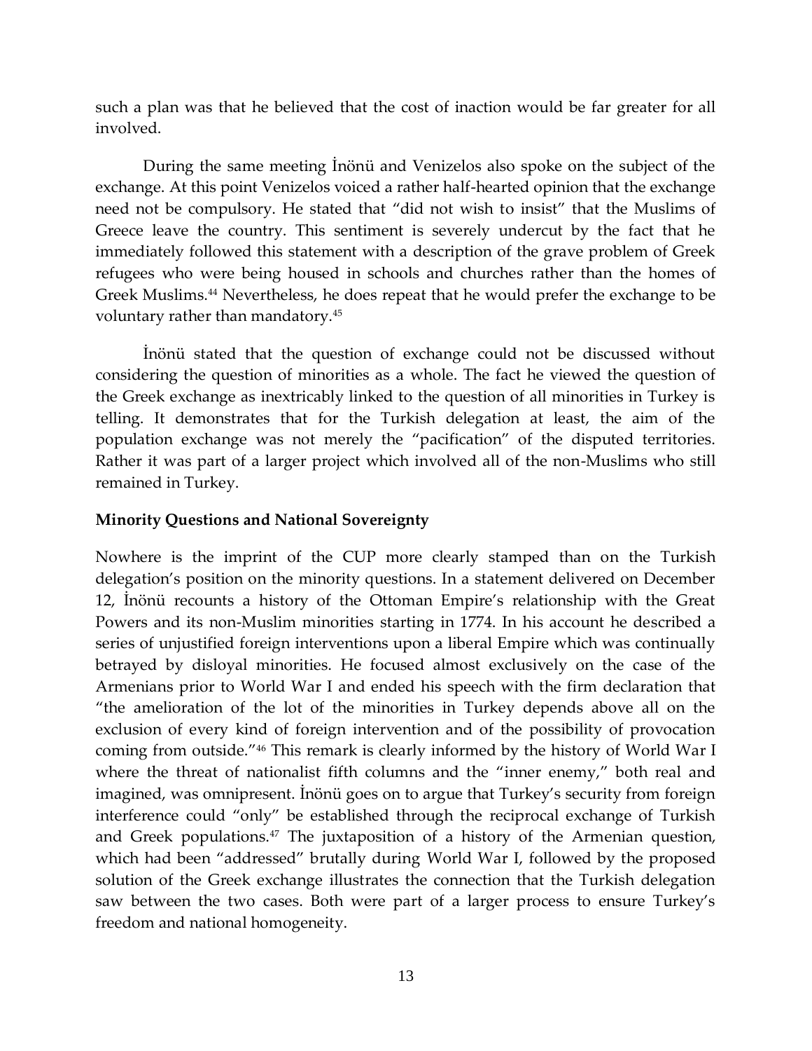such a plan was that he believed that the cost of inaction would be far greater for all involved.

During the same meeting İnönü and Venizelos also spoke on the subject of the exchange. At this point Venizelos voiced a rather half-hearted opinion that the exchange need not be compulsory. He stated that "did not wish to insist" that the Muslims of Greece leave the country. This sentiment is severely undercut by the fact that he immediately followed this statement with a description of the grave problem of Greek refugees who were being housed in schools and churches rather than the homes of Greek Muslims.[44] Nevertheless, he does repeat that he would prefer the exchange to be voluntary rather than mandatory.[45]

İnönü stated that the question of exchange could not be discussed without considering the question of minorities as a whole. The fact he viewed the question of the Greek exchange as inextricably linked to the question of all minorities in Turkey is telling. It demonstrates that for the Turkish delegation at least, the aim of the population exchange was not merely the "pacification" of the disputed territories. Rather it was part of a larger project which involved all of the non-Muslims who still remained in Turkey.

**Minority Questions and National Sovereignty**

Nowhere is the imprint of the CUP more clearly stamped than on the Turkish delegation's position on the minority questions. In a statement delivered on December 12, İnönü recounts a history of the Ottoman Empire's relationship with the Great Powers and its non-Muslim minorities starting in 1774. In his account he described a series of unjustified foreign interventions upon a liberal Empire which was continually betrayed by disloyal minorities. He focused almost exclusively on the case of the Armenians prior to World War I and ended his speech with the firm declaration that "the amelioration of the lot of the minorities in Turkey depends above all on the exclusion of every kind of foreign intervention and of the possibility of provocation coming from outside."[46] This remark is clearly informed by the history of World War I where the threat of nationalist fifth columns and the "inner enemy," both real and imagined, was omnipresent. İnönü goes on to argue that Turkey's security from foreign interference could "only" be established through the reciprocal exchange of Turkish and Greek populations.[47] The juxtaposition of a history of the Armenian question, which had been "addressed" brutally during World War I, followed by the proposed solution of the Greek exchange illustrates the connection that the Turkish delegation saw between the two cases. Both were part of a larger process to ensure Turkey's freedom and national homogeneity.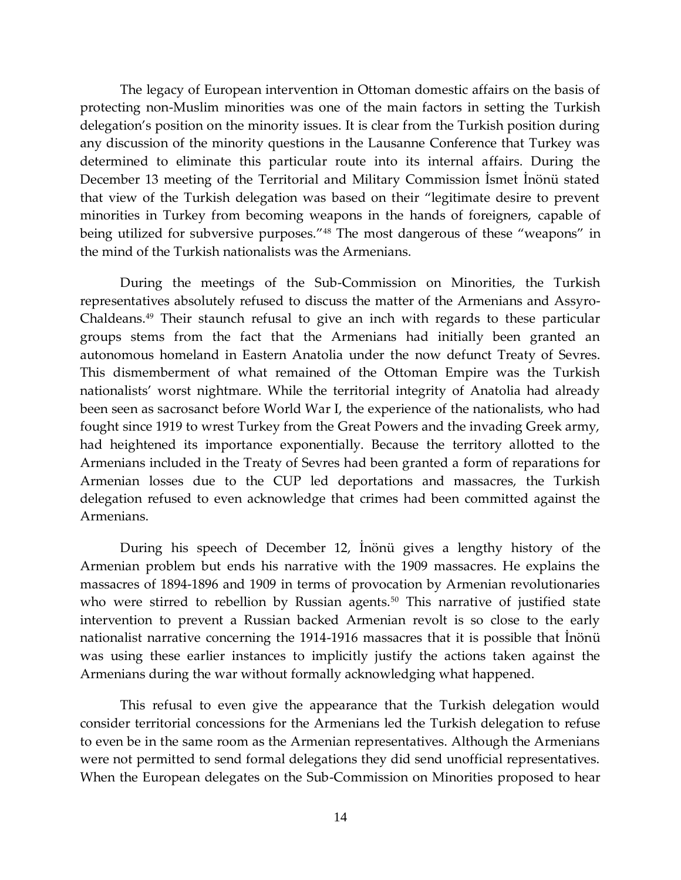The legacy of European intervention in Ottoman domestic affairs on the basis of protecting non-Muslim minorities was one of the main factors in setting the Turkish delegation's position on the minority issues. It is clear from the Turkish position during any discussion of the minority questions in the Lausanne Conference that Turkey was determined to eliminate this particular route into its internal affairs. During the December 13 meeting of the Territorial and Military Commission İsmet İnönü stated that view of the Turkish delegation was based on their "legitimate desire to prevent minorities in Turkey from becoming weapons in the hands of foreigners, capable of being utilized for subversive purposes."[48] The most dangerous of these "weapons" in the mind of the Turkish nationalists was the Armenians.

During the meetings of the Sub-Commission on Minorities, the Turkish representatives absolutely refused to discuss the matter of the Armenians and Assyro-Chaldeans.[49] Their staunch refusal to give an inch with regards to these particular groups stems from the fact that the Armenians had initially been granted an autonomous homeland in Eastern Anatolia under the now defunct Treaty of Sevres. This dismemberment of what remained of the Ottoman Empire was the Turkish nationalists' worst nightmare. While the territorial integrity of Anatolia had already been seen as sacrosanct before World War I, the experience of the nationalists, who had fought since 1919 to wrest Turkey from the Great Powers and the invading Greek army, had heightened its importance exponentially. Because the territory allotted to the Armenians included in the Treaty of Sevres had been granted a form of reparations for Armenian losses due to the CUP led deportations and massacres, the Turkish delegation refused to even acknowledge that crimes had been committed against the Armenians.

During his speech of December 12, İnönü gives a lengthy history of the Armenian problem but ends his narrative with the 1909 massacres. He explains the massacres of 1894-1896 and 1909 in terms of provocation by Armenian revolutionaries who were stirred to rebellion by Russian agents.[50] This narrative of justified state intervention to prevent a Russian backed Armenian revolt is so close to the early nationalist narrative concerning the 1914-1916 massacres that it is possible that İnönü was using these earlier instances to implicitly justify the actions taken against the Armenians during the war without formally acknowledging what happened.

This refusal to even give the appearance that the Turkish delegation would consider territorial concessions for the Armenians led the Turkish delegation to refuse to even be in the same room as the Armenian representatives. Although the Armenians were not permitted to send formal delegations they did send unofficial representatives. When the European delegates on the Sub-Commission on Minorities proposed to hear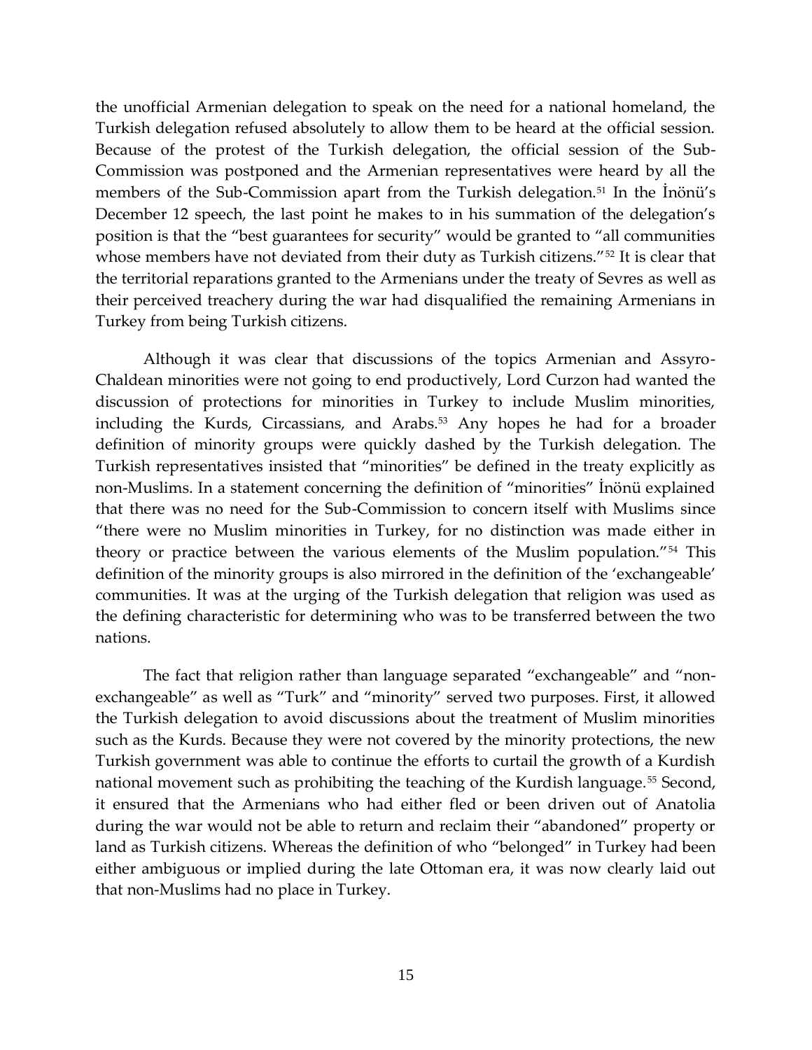the unofficial Armenian delegation to speak on the need for a national homeland, the Turkish delegation refused absolutely to allow them to be heard at the official session. Because of the protest of the Turkish delegation, the official session of the Sub-Commission was postponed and the Armenian representatives were heard by all the members of the Sub-Commission apart from the Turkish delegation.[51] In the İnönü's December 12 speech, the last point he makes to in his summation of the delegation's position is that the "best guarantees for security" would be granted to "all communities whose members have not deviated from their duty as Turkish citizens."[52] It is clear that the territorial reparations granted to the Armenians under the treaty of Sevres as well as their perceived treachery during the war had disqualified the remaining Armenians in Turkey from being Turkish citizens.

Although it was clear that discussions of the topics Armenian and Assyro-Chaldean minorities were not going to end productively, Lord Curzon had wanted the discussion of protections for minorities in Turkey to include Muslim minorities, including the Kurds, Circassians, and Arabs.[53] Any hopes he had for a broader definition of minority groups were quickly dashed by the Turkish delegation. The Turkish representatives insisted that "minorities" be defined in the treaty explicitly as non-Muslims. In a statement concerning the definition of "minorities" İnönü explained that there was no need for the Sub-Commission to concern itself with Muslims since "there were no Muslim minorities in Turkey, for no distinction was made either in theory or practice between the various elements of the Muslim population."[54] This definition of the minority groups is also mirrored in the definition of the 'exchangeable' communities. It was at the urging of the Turkish delegation that religion was used as the defining characteristic for determining who was to be transferred between the two nations.

The fact that religion rather than language separated "exchangeable" and "non-exchangeable" as well as "Turk" and "minority" served two purposes. First, it allowed the Turkish delegation to avoid discussions about the treatment of Muslim minorities such as the Kurds. Because they were not covered by the minority protections, the new Turkish government was able to continue the efforts to curtail the growth of a Kurdish national movement such as prohibiting the teaching of the Kurdish language.[55] Second, it ensured that the Armenians who had either fled or been driven out of Anatolia during the war would not be able to return and reclaim their "abandoned" property or land as Turkish citizens. Whereas the definition of who "belonged" in Turkey had been either ambiguous or implied during the late Ottoman era, it was now clearly laid out that non-Muslims had no place in Turkey.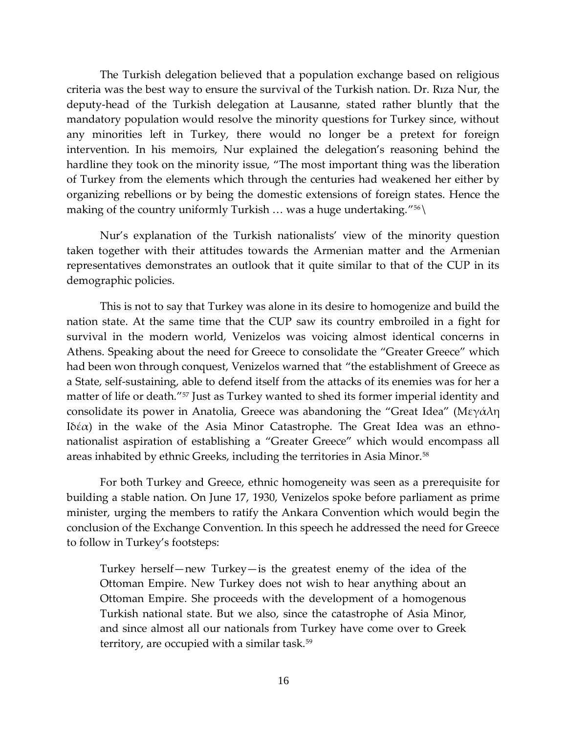The Turkish delegation believed that a population exchange based on religious criteria was the best way to ensure the survival of the Turkish nation. Dr. Rıza Nur, the deputy-head of the Turkish delegation at Lausanne, stated rather bluntly that the mandatory population would resolve the minority questions for Turkey since, without any minorities left in Turkey, there would no longer be a pretext for foreign intervention. In his memoirs, Nur explained the delegation's reasoning behind the hardline they took on the minority issue, "The most important thing was the liberation of Turkey from the elements which through the centuries had weakened her either by organizing rebellions or by being the domestic extensions of foreign states. Hence the making of the country uniformly Turkish … was a huge undertaking."[56]\

Nur's explanation of the Turkish nationalists' view of the minority question taken together with their attitudes towards the Armenian matter and the Armenian representatives demonstrates an outlook that it quite similar to that of the CUP in its demographic policies.

This is not to say that Turkey was alone in its desire to homogenize and build the nation state. At the same time that the CUP saw its country embroiled in a fight for survival in the modern world, Venizelos was voicing almost identical concerns in Athens. Speaking about the need for Greece to consolidate the "Greater Greece" which had been won through conquest, Venizelos warned that "the establishment of Greece as a State, self-sustaining, able to defend itself from the attacks of its enemies was for her a matter of life or death."[57] Just as Turkey wanted to shed its former imperial identity and consolidate its power in Anatolia, Greece was abandoning the "Great Idea" (Μεγάλη Ιδέα) in the wake of the Asia Minor Catastrophe. The Great Idea was an ethno-nationalist aspiration of establishing a "Greater Greece" which would encompass all areas inhabited by ethnic Greeks, including the territories in Asia Minor.[58]

For both Turkey and Greece, ethnic homogeneity was seen as a prerequisite for building a stable nation. On June 17, 1930, Venizelos spoke before parliament as prime minister, urging the members to ratify the Ankara Convention which would begin the conclusion of the Exchange Convention. In this speech he addressed the need for Greece to follow in Turkey's footsteps:

> Turkey herself—new Turkey—is the greatest enemy of the idea of the Ottoman Empire. New Turkey does not wish to hear anything about an Ottoman Empire. She proceeds with the development of a homogenous Turkish national state. But we also, since the catastrophe of Asia Minor, and since almost all our nationals from Turkey have come over to Greek territory, are occupied with a similar task.[59]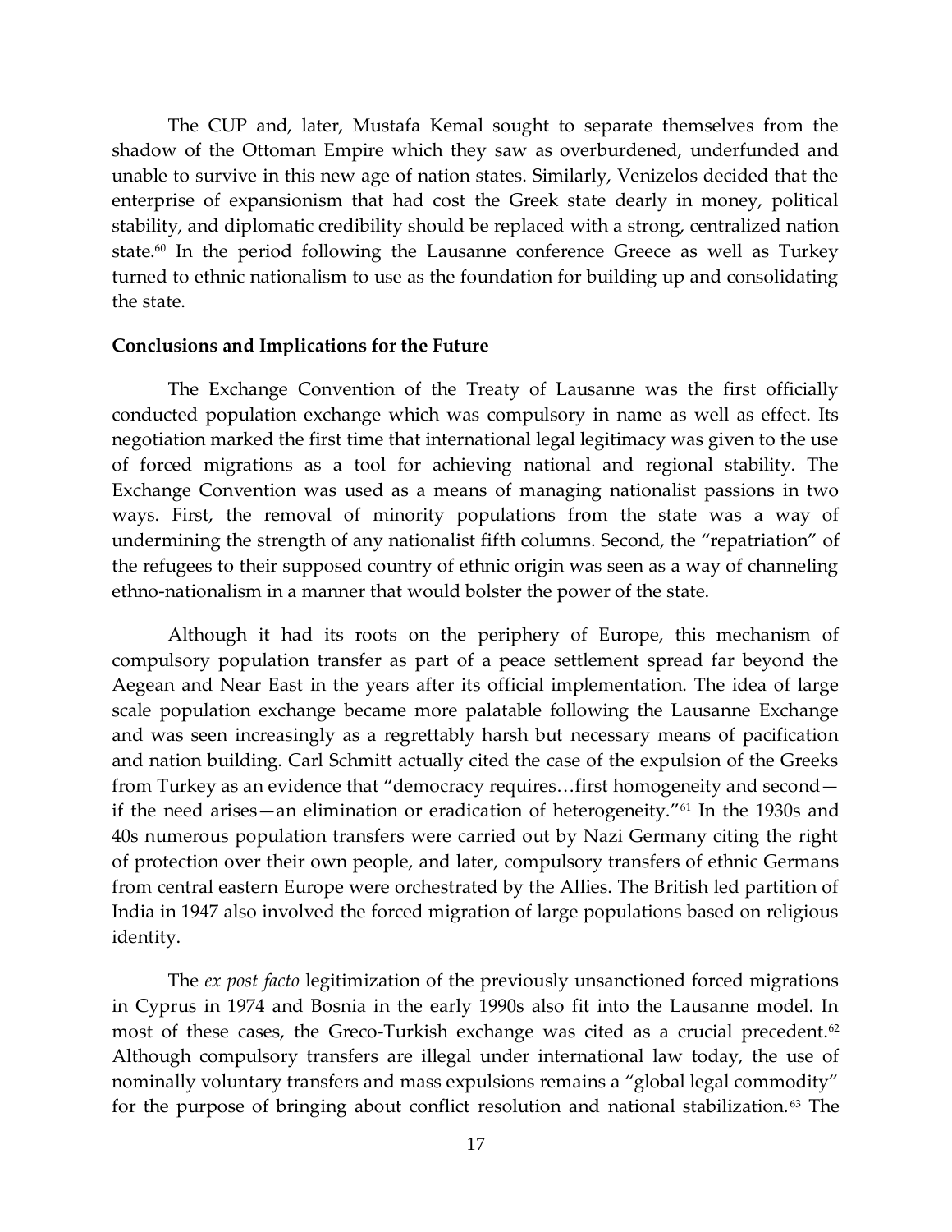The CUP and, later, Mustafa Kemal sought to separate themselves from the shadow of the Ottoman Empire which they saw as overburdened, underfunded and unable to survive in this new age of nation states. Similarly, Venizelos decided that the enterprise of expansionism that had cost the Greek state dearly in money, political stability, and diplomatic credibility should be replaced with a strong, centralized nation state.[60] In the period following the Lausanne conference Greece as well as Turkey turned to ethnic nationalism to use as the foundation for building up and consolidating the state.

**Conclusions and Implications for the Future**

The Exchange Convention of the Treaty of Lausanne was the first officially conducted population exchange which was compulsory in name as well as effect. Its negotiation marked the first time that international legal legitimacy was given to the use of forced migrations as a tool for achieving national and regional stability. The Exchange Convention was used as a means of managing nationalist passions in two ways. First, the removal of minority populations from the state was a way of undermining the strength of any nationalist fifth columns. Second, the "repatriation" of the refugees to their supposed country of ethnic origin was seen as a way of channeling ethno-nationalism in a manner that would bolster the power of the state.

Although it had its roots on the periphery of Europe, this mechanism of compulsory population transfer as part of a peace settlement spread far beyond the Aegean and Near East in the years after its official implementation. The idea of large scale population exchange became more palatable following the Lausanne Exchange and was seen increasingly as a regrettably harsh but necessary means of pacification and nation building. Carl Schmitt actually cited the case of the expulsion of the Greeks from Turkey as an evidence that "democracy requires…first homogeneity and second—if the need arises—an elimination or eradication of heterogeneity."[61] In the 1930s and 40s numerous population transfers were carried out by Nazi Germany citing the right of protection over their own people, and later, compulsory transfers of ethnic Germans from central eastern Europe were orchestrated by the Allies. The British led partition of India in 1947 also involved the forced migration of large populations based on religious identity.

The *ex post facto* legitimization of the previously unsanctioned forced migrations in Cyprus in 1974 and Bosnia in the early 1990s also fit into the Lausanne model. In most of these cases, the Greco-Turkish exchange was cited as a crucial precedent.[62] Although compulsory transfers are illegal under international law today, the use of nominally voluntary transfers and mass expulsions remains a "global legal commodity" for the purpose of bringing about conflict resolution and national stabilization.[63] The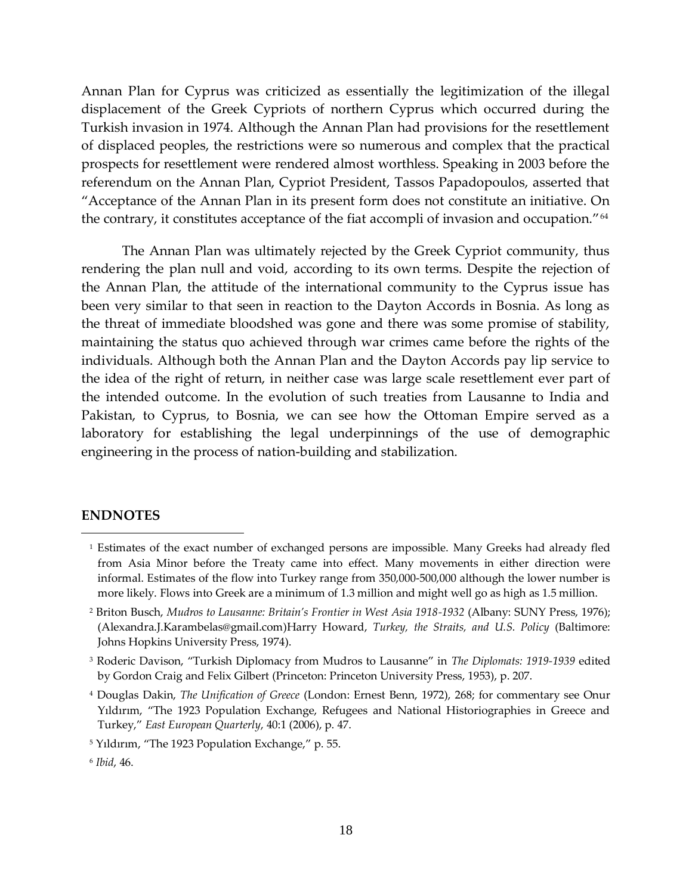Annan Plan for Cyprus was criticized as essentially the legitimization of the illegal displacement of the Greek Cypriots of northern Cyprus which occurred during the Turkish invasion in 1974. Although the Annan Plan had provisions for the resettlement of displaced peoples, the restrictions were so numerous and complex that the practical prospects for resettlement were rendered almost worthless. Speaking in 2003 before the referendum on the Annan Plan, Cypriot President, Tassos Papadopoulos, asserted that "Acceptance of the Annan Plan in its present form does not constitute an initiative. On the contrary, it constitutes acceptance of the fiat accompli of invasion and occupation."[64]

The Annan Plan was ultimately rejected by the Greek Cypriot community, thus rendering the plan null and void, according to its own terms. Despite the rejection of the Annan Plan, the attitude of the international community to the Cyprus issue has been very similar to that seen in reaction to the Dayton Accords in Bosnia. As long as the threat of immediate bloodshed was gone and there was some promise of stability, maintaining the status quo achieved through war crimes came before the rights of the individuals. Although both the Annan Plan and the Dayton Accords pay lip service to the idea of the right of return, in neither case was large scale resettlement ever part of the intended outcome. In the evolution of such treaties from Lausanne to India and Pakistan, to Cyprus, to Bosnia, we can see how the Ottoman Empire served as a laboratory for establishing the legal underpinnings of the use of demographic engineering in the process of nation-building and stabilization.

## ENDNOTES

[1] Estimates of the exact number of exchanged persons are impossible. Many Greeks had already fled from Asia Minor before the Treaty came into effect. Many movements in either direction were informal. Estimates of the flow into Turkey range from 350,000-500,000 although the lower number is more likely. Flows into Greek are a minimum of 1.3 million and might well go as high as 1.5 million.

[2] Briton Busch, *Mudros to Lausanne: Britain's Frontier in West Asia 1918-1932* (Albany: SUNY Press, 1976); (Alexandra.J.Karambelas@gmail.com)Harry Howard, *Turkey, the Straits, and U.S. Policy* (Baltimore: Johns Hopkins University Press, 1974).

[3] Roderic Davison, "Turkish Diplomacy from Mudros to Lausanne" in *The Diplomats: 1919-1939* edited by Gordon Craig and Felix Gilbert (Princeton: Princeton University Press, 1953), p. 207.

[4] Douglas Dakin, *The Unification of Greece* (London: Ernest Benn, 1972), 268; for commentary see Onur Yıldırım, "The 1923 Population Exchange, Refugees and National Historiographies in Greece and Turkey," *East European Quarterly*, 40:1 (2006), p. 47.

[5] Yıldırım, "The 1923 Population Exchange," p. 55.

[6] *Ibid*, 46.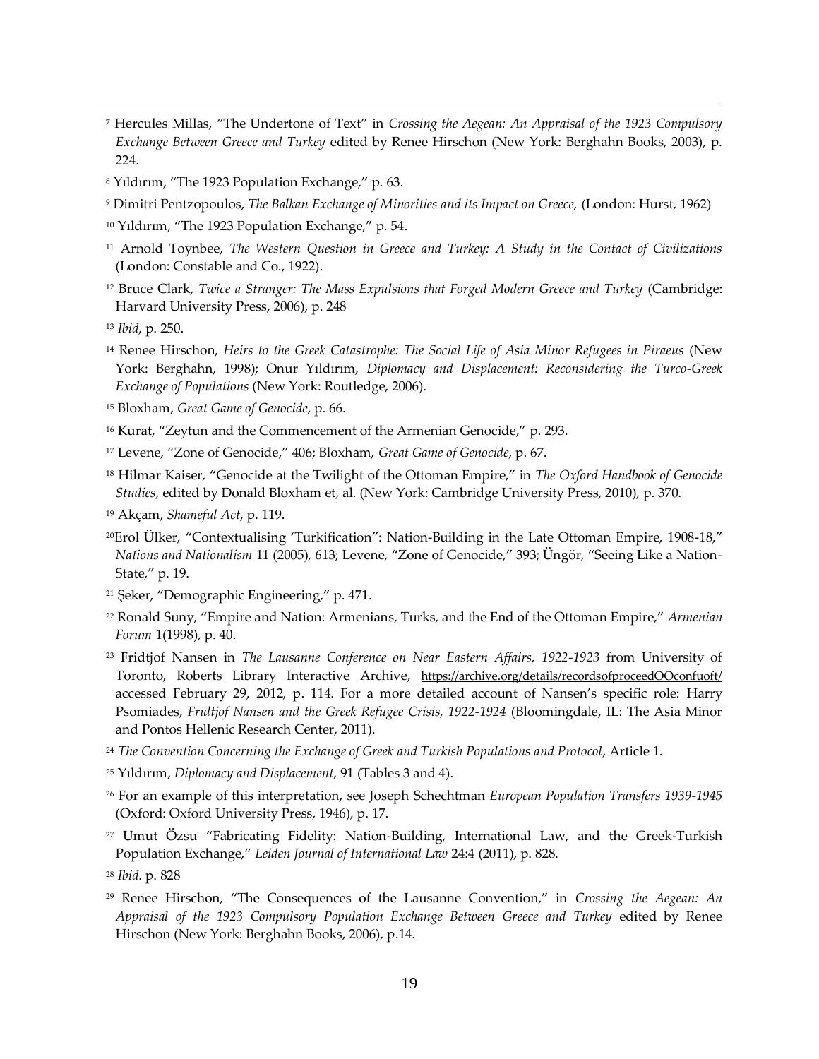[7] Hercules Millas, "The Undertone of Text" in *Crossing the Aegean: An Appraisal of the 1923 Compulsory Exchange Between Greece and Turkey* edited by Renee Hirschon (New York: Berghahn Books, 2003), p. 224.

[8] Yıldırım, "The 1923 Population Exchange," p. 63.

[9] Dimitri Pentzopoulos, *The Balkan Exchange of Minorities and its Impact on Greece,* (London: Hurst, 1962)

[10] Yıldırım, "The 1923 Population Exchange," p. 54.

[11] Arnold Toynbee, *The Western Question in Greece and Turkey: A Study in the Contact of Civilizations* (London: Constable and Co., 1922).

[12] Bruce Clark, *Twice a Stranger: The Mass Expulsions that Forged Modern Greece and Turkey* (Cambridge: Harvard University Press, 2006), p. 248

[13] *Ibid*, p. 250.

[14] Renee Hirschon, *Heirs to the Greek Catastrophe: The Social Life of Asia Minor Refugees in Piraeus* (New York: Berghahn, 1998); Onur Yıldırım, *Diplomacy and Displacement: Reconsidering the Turco-Greek Exchange of Populations* (New York: Routledge, 2006).

[15] Bloxham, *Great Game of Genocide*, p. 66.

[16] Kurat, "Zeytun and the Commencement of the Armenian Genocide," p. 293.

[17] Levene, "Zone of Genocide," 406; Bloxham, *Great Game of Genocide*, p. 67.

[18] Hilmar Kaiser, "Genocide at the Twilight of the Ottoman Empire," in *The Oxford Handbook of Genocide Studies*, edited by Donald Bloxham et, al. (New York: Cambridge University Press, 2010), p. 370.

[19] Akçam, *Shameful Act*, p. 119.

[20] Erol Ülker, "Contextualising 'Turkification": Nation-Building in the Late Ottoman Empire, 1908-18," *Nations and Nationalism* 11 (2005), 613; Levene, "Zone of Genocide," 393; Üngör, "Seeing Like a Nation-State," p. 19.

[21] Şeker, "Demographic Engineering," p. 471.

[22] Ronald Suny, "Empire and Nation: Armenians, Turks, and the End of the Ottoman Empire," *Armenian Forum* 1(1998), p. 40.

[23] Fridtjof Nansen in *The Lausanne Conference on Near Eastern Affairs, 1922-1923* from University of Toronto, Roberts Library Interactive Archive, https://archive.org/details/recordsofproceedOOconfuoft/ accessed February 29, 2012, p. 114. For a more detailed account of Nansen's specific role: Harry Psomiades, *Fridtjof Nansen and the Greek Refugee Crisis, 1922-1924* (Bloomingdale, IL: The Asia Minor and Pontos Hellenic Research Center, 2011).

[24] *The Convention Concerning the Exchange of Greek and Turkish Populations and Protocol*, Article 1.

[25] Yıldırım, *Diplomacy and Displacement*, 91 (Tables 3 and 4).

[26] For an example of this interpretation, see Joseph Schechtman *European Population Transfers 1939-1945* (Oxford: Oxford University Press, 1946), p. 17.

[27] Umut Özsu "Fabricating Fidelity: Nation-Building, International Law, and the Greek-Turkish Population Exchange," *Leiden Journal of International Law* 24:4 (2011), p. 828.

[28] *Ibid*. p. 828

[29] Renee Hirschon, "The Consequences of the Lausanne Convention," in *Crossing the Aegean: An Appraisal of the 1923 Compulsory Population Exchange Between Greece and Turkey* edited by Renee Hirschon (New York: Berghahn Books, 2006), p.14.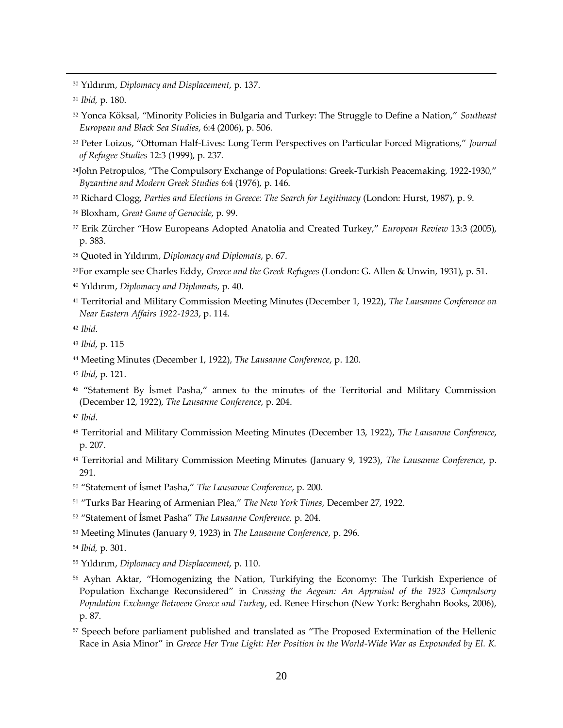[30] Yıldırım, *Diplomacy and Displacement*, p. 137.

[31] *Ibid*, p. 180.

[32] Yonca Köksal, "Minority Policies in Bulgaria and Turkey: The Struggle to Define a Nation," *Southeast European and Black Sea Studies*, 6:4 (2006), p. 506.

[33] Peter Loizos, "Ottoman Half-Lives: Long Term Perspectives on Particular Forced Migrations," *Journal of Refugee Studies* 12:3 (1999), p. 237.

[34] John Petropulos, "The Compulsory Exchange of Populations: Greek-Turkish Peacemaking, 1922-1930," *Byzantine and Modern Greek Studies* 6:4 (1976), p. 146.

[35] Richard Clogg, *Parties and Elections in Greece: The Search for Legitimacy* (London: Hurst, 1987), p. 9.

[36] Bloxham, *Great Game of Genocide*, p. 99.

[37] Erik Zürcher "How Europeans Adopted Anatolia and Created Turkey," *European Review* 13:3 (2005), p. 383.

[38] Quoted in Yıldırım, *Diplomacy and Diplomats*, p. 67.

[39] For example see Charles Eddy, *Greece and the Greek Refugees* (London: G. Allen & Unwin, 1931), p. 51.

[40] Yıldırım, *Diplomacy and Diplomats*, p. 40.

[41] Territorial and Military Commission Meeting Minutes (December 1, 1922), *The Lausanne Conference on Near Eastern Affairs 1922-1923*, p. 114.

[42] *Ibid*.

[43] *Ibid*, p. 115

[44] Meeting Minutes (December 1, 1922), *The Lausanne Conference*, p. 120.

[45] *Ibid*, p. 121.

[46] "Statement By İsmet Pasha," annex to the minutes of the Territorial and Military Commission (December 12, 1922), *The Lausanne Conference*, p. 204.

[47] *Ibid*.

[48] Territorial and Military Commission Meeting Minutes (December 13, 1922), *The Lausanne Conference*, p. 207.

[49] Territorial and Military Commission Meeting Minutes (January 9, 1923), *The Lausanne Conference*, p. 291.

[50] "Statement of İsmet Pasha," *The Lausanne Conference*, p. 200.

[51] "Turks Bar Hearing of Armenian Plea," *The New York Times*, December 27, 1922.

[52] "Statement of İsmet Pasha" *The Lausanne Conference,* p. 204.

[53] Meeting Minutes (January 9, 1923) in *The Lausanne Conference*, p. 296.

[54] *Ibid,* p. 301.

[55] Yıldırım, *Diplomacy and Displacement*, p. 110.

[56] Ayhan Aktar, "Homogenizing the Nation, Turkifying the Economy: The Turkish Experience of Population Exchange Reconsidered" in *Crossing the Aegean: An Appraisal of the 1923 Compulsory Population Exchange Between Greece and Turkey*, ed. Renee Hirschon (New York: Berghahn Books, 2006), p. 87.

[57] Speech before parliament published and translated as "The Proposed Extermination of the Hellenic Race in Asia Minor" in *Greece Her True Light: Her Position in the World-Wide War as Expounded by El. K.*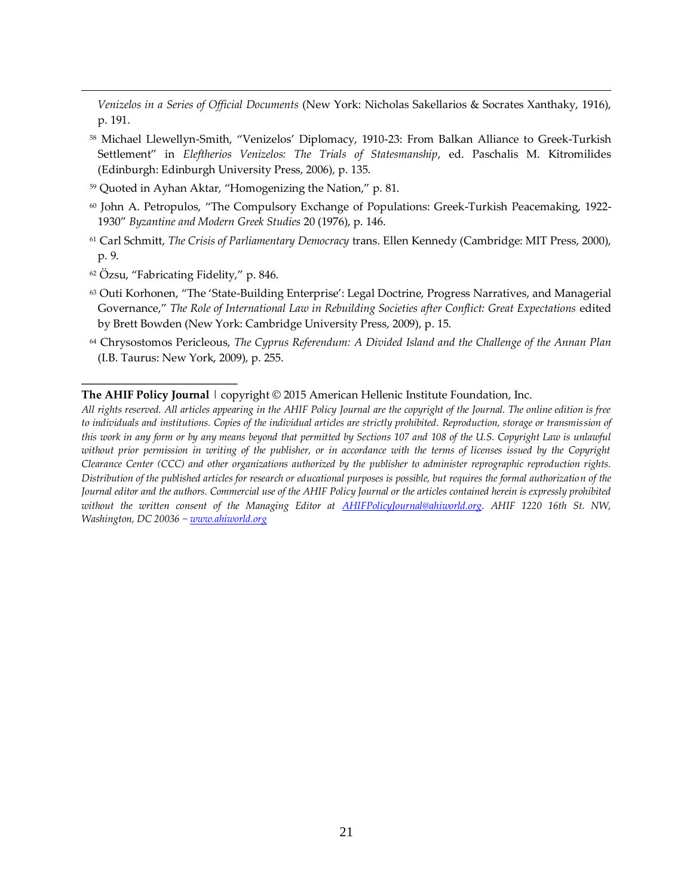*Venizelos in a Series of Official Documents* (New York: Nicholas Sakellarios & Socrates Xanthaky, 1916), p. 191.

[58] Michael Llewellyn-Smith, "Venizelos' Diplomacy, 1910-23: From Balkan Alliance to Greek-Turkish Settlement" in *Eleftherios Venizelos: The Trials of Statesmanship*, ed. Paschalis M. Kitromilides (Edinburgh: Edinburgh University Press, 2006), p. 135.

[59] Quoted in Ayhan Aktar, "Homogenizing the Nation," p. 81.

[60] John A. Petropulos, "The Compulsory Exchange of Populations: Greek-Turkish Peacemaking, 1922-1930" *Byzantine and Modern Greek Studies* 20 (1976), p. 146.

[61] Carl Schmitt, *The Crisis of Parliamentary Democracy* trans. Ellen Kennedy (Cambridge: MIT Press, 2000), p. 9.

[62] Özsu, "Fabricating Fidelity," p. 846.

[63] Outi Korhonen, "The 'State-Building Enterprise': Legal Doctrine, Progress Narratives, and Managerial Governance," *The Role of International Law in Rebuilding Societies after Conflict: Great Expectations* edited by Brett Bowden (New York: Cambridge University Press, 2009), p. 15.

[64] Chrysostomos Pericleous, *The Cyprus Referendum: A Divided Island and the Challenge of the Annan Plan* (I.B. Taurus: New York, 2009), p. 255.

---

**The AHIF Policy Journal** | copyright © 2015 American Hellenic Institute Foundation, Inc.

*All rights reserved. All articles appearing in the AHIF Policy Journal are the copyright of the Journal. The online edition is free to individuals and institutions. Copies of the individual articles are strictly prohibited. Reproduction, storage or transmission of this work in any form or by any means beyond that permitted by Sections 107 and 108 of the U.S. Copyright Law is unlawful without prior permission in writing of the publisher, or in accordance with the terms of licenses issued by the Copyright Clearance Center (CCC) and other organizations authorized by the publisher to administer reprographic reproduction rights. Distribution of the published articles for research or educational purposes is possible, but requires the formal authorization of the Journal editor and the authors. Commercial use of the AHIF Policy Journal or the articles contained herein is expressly prohibited without the written consent of the Managing Editor at AHIFPolicyJournal@ahiworld.org. AHIF 1220 16th St. NW, Washington, DC 20036 ~ www.ahiworld.org*